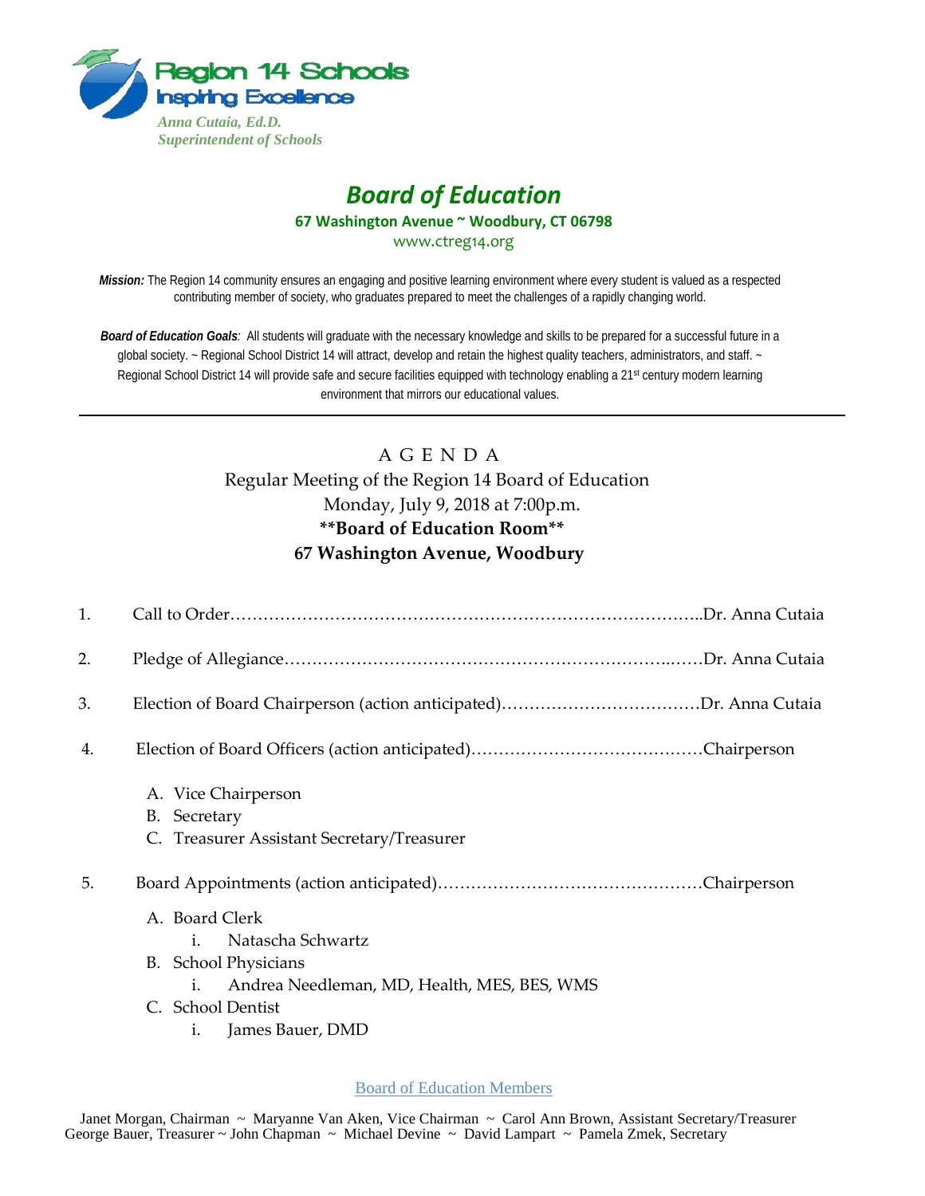Region 14 Schools
Inspiring Excellence

*Anna Cutaia, Ed.D.*
*Superintendent of Schools*

# *Board of Education*

**67 Washington Avenue ~ Woodbury, CT 06798**

www.ctreg14.org

***Mission:*** The Region 14 community ensures an engaging and positive learning environment where every student is valued as a respected contributing member of society, who graduates prepared to meet the challenges of a rapidly changing world.

***Board of Education Goals**:* All students will graduate with the necessary knowledge and skills to be prepared for a successful future in a global society. ~ Regional School District 14 will attract, develop and retain the highest quality teachers, administrators, and staff. ~ Regional School District 14 will provide safe and secure facilities equipped with technology enabling a 21st century modern learning environment that mirrors our educational values.

---

## A G E N D A

Regular Meeting of the Region 14 Board of Education
Monday, July 9, 2018 at 7:00p.m.
**\*\*Board of Education Room\*\***
**67 Washington Avenue, Woodbury**

1. Call to Order……………………………………………………………………………..Dr. Anna Cutaia
2. Pledge of Allegiance…………………………………………………………..……Dr. Anna Cutaia
3. Election of Board Chairperson (action anticipated)………………………………Dr. Anna Cutaia
4. Election of Board Officers (action anticipated)……………………………………Chairperson
   - A. Vice Chairperson
   - B. Secretary
   - C. Treasurer Assistant Secretary/Treasurer
5. Board Appointments (action anticipated)…………………………………………Chairperson
   - A. Board Clerk
     - i. Natascha Schwartz
   - B. School Physicians
     - i. Andrea Needleman, MD, Health, MES, BES, WMS
   - C. School Dentist
     - i. James Bauer, DMD

Board of Education Members

Janet Morgan, Chairman ~ Maryanne Van Aken, Vice Chairman ~ Carol Ann Brown, Assistant Secretary/Treasurer
George Bauer, Treasurer ~ John Chapman ~ Michael Devine ~ David Lampart ~ Pamela Zmek, Secretary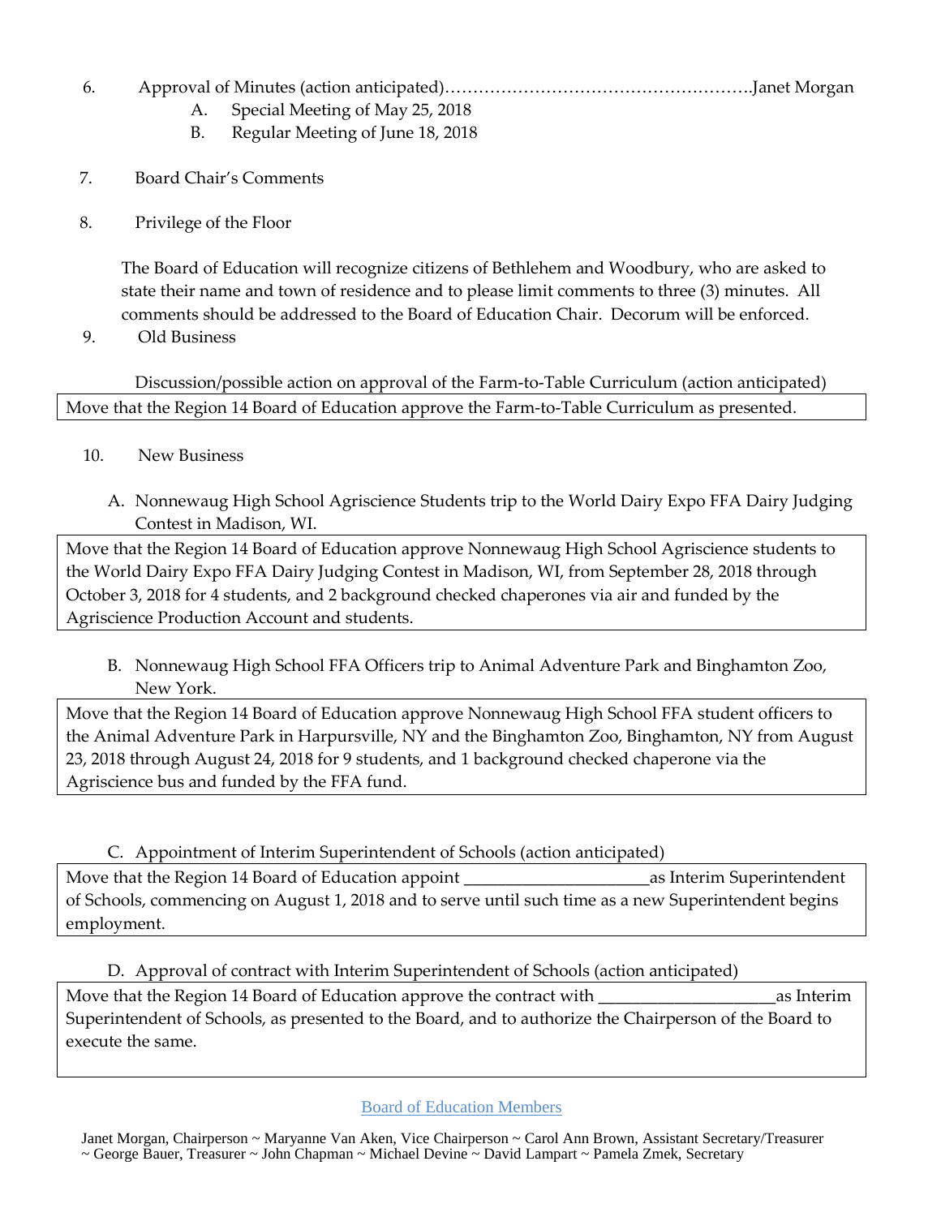6. Approval of Minutes (action anticipated)……………………………………………….Janet Morgan
   A. Special Meeting of May 25, 2018
   B. Regular Meeting of June 18, 2018

7. Board Chair's Comments

8. Privilege of the Floor

   The Board of Education will recognize citizens of Bethlehem and Woodbury, who are asked to state their name and town of residence and to please limit comments to three (3) minutes. All comments should be addressed to the Board of Education Chair. Decorum will be enforced.

9. Old Business

   Discussion/possible action on approval of the Farm-to-Table Curriculum (action anticipated)

| Move that the Region 14 Board of Education approve the Farm-to-Table Curriculum as presented. |
|---|

10. New Business

   A. Nonnewaug High School Agriscience Students trip to the World Dairy Expo FFA Dairy Judging Contest in Madison, WI.

| Move that the Region 14 Board of Education approve Nonnewaug High School Agriscience students to the World Dairy Expo FFA Dairy Judging Contest in Madison, WI, from September 28, 2018 through October 3, 2018 for 4 students, and 2 background checked chaperones via air and funded by the Agriscience Production Account and students. |
|---|

   B. Nonnewaug High School FFA Officers trip to Animal Adventure Park and Binghamton Zoo, New York.

| Move that the Region 14 Board of Education approve Nonnewaug High School FFA student officers to the Animal Adventure Park in Harpursville, NY and the Binghamton Zoo, Binghamton, NY from August 23, 2018 through August 24, 2018 for 9 students, and 1 background checked chaperone via the Agriscience bus and funded by the FFA fund. |
|---|

   C. Appointment of Interim Superintendent of Schools (action anticipated)

| Move that the Region 14 Board of Education appoint _____________________as Interim Superintendent of Schools, commencing on August 1, 2018 and to serve until such time as a new Superintendent begins employment. |
|---|

   D. Approval of contract with Interim Superintendent of Schools (action anticipated)

| Move that the Region 14 Board of Education approve the contract with ____________________as Interim Superintendent of Schools, as presented to the Board, and to authorize the Chairperson of the Board to execute the same. |
|---|

Board of Education Members

Janet Morgan, Chairperson ~ Maryanne Van Aken, Vice Chairperson ~ Carol Ann Brown, Assistant Secretary/Treasurer ~ George Bauer, Treasurer ~ John Chapman ~ Michael Devine ~ David Lampart ~ Pamela Zmek, Secretary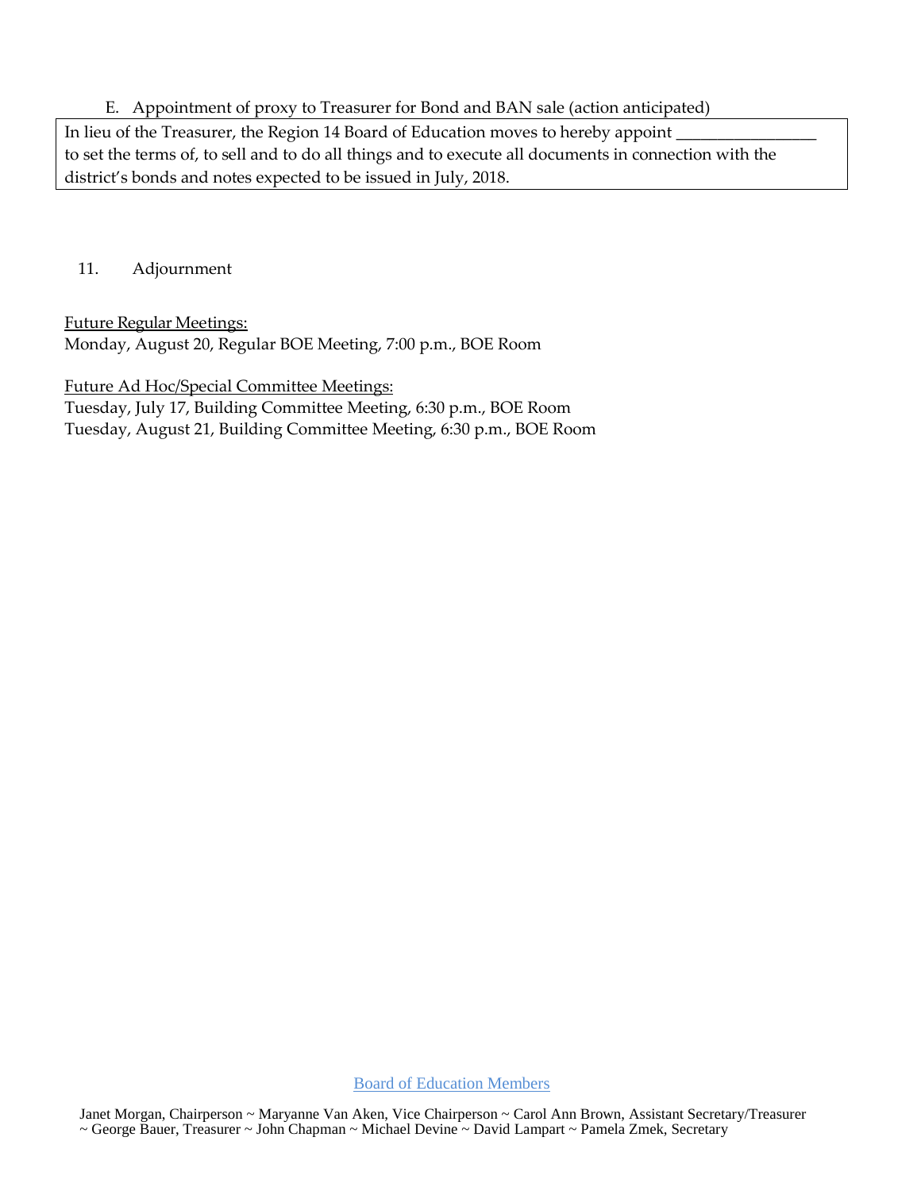E. Appointment of proxy to Treasurer for Bond and BAN sale (action anticipated)

In lieu of the Treasurer, the Region 14 Board of Education moves to hereby appoint ________________ to set the terms of, to sell and to do all things and to execute all documents in connection with the district's bonds and notes expected to be issued in July, 2018.

11. Adjournment

Future Regular Meetings:
Monday, August 20, Regular BOE Meeting, 7:00 p.m., BOE Room

Future Ad Hoc/Special Committee Meetings:
Tuesday, July 17, Building Committee Meeting, 6:30 p.m., BOE Room
Tuesday, August 21, Building Committee Meeting, 6:30 p.m., BOE Room

Board of Education Members

Janet Morgan, Chairperson ~ Maryanne Van Aken, Vice Chairperson ~ Carol Ann Brown, Assistant Secretary/Treasurer ~ George Bauer, Treasurer ~ John Chapman ~ Michael Devine ~ David Lampart ~ Pamela Zmek, Secretary